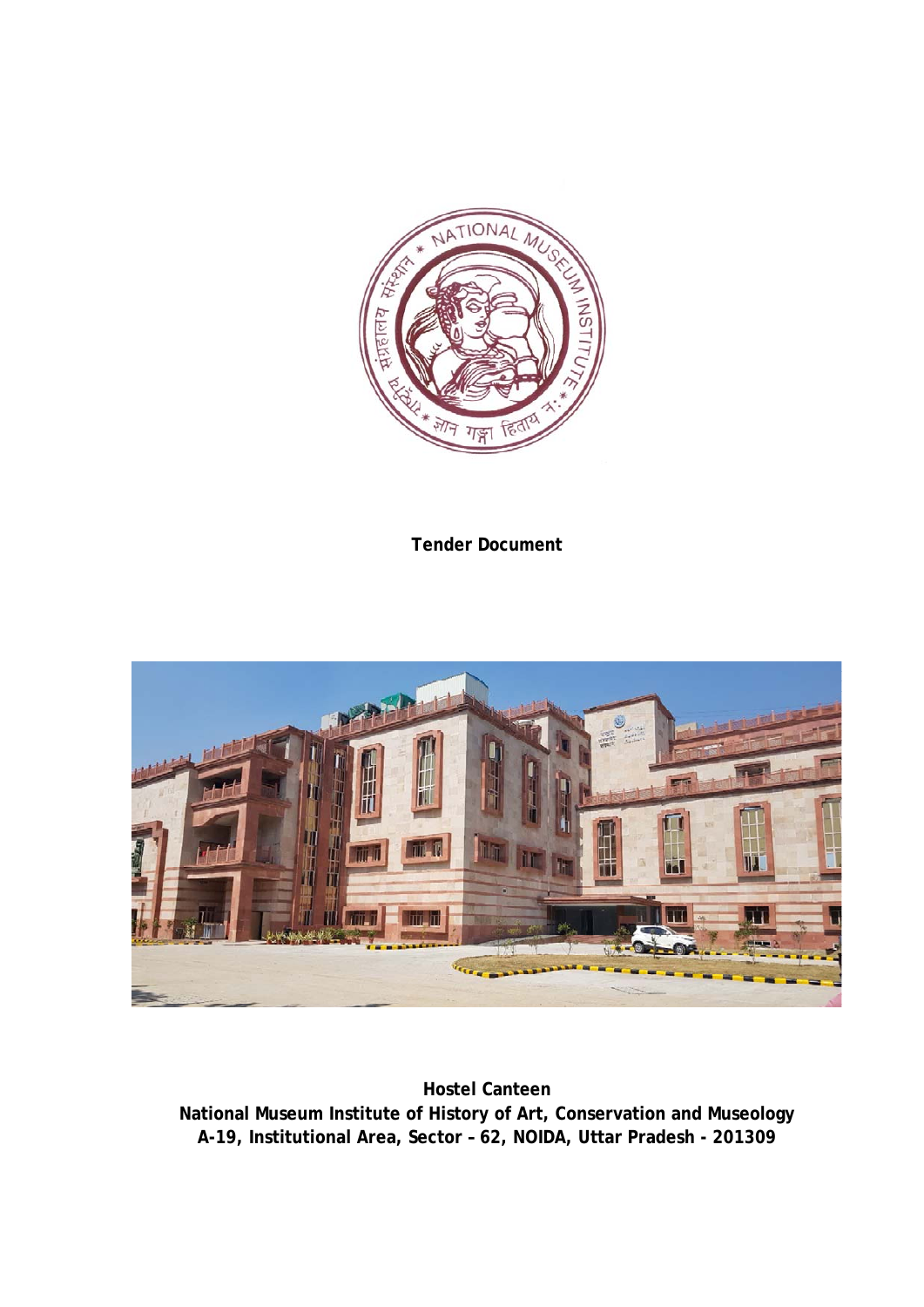**Tender Document**

**Hostel Canteen**
**National Museum Institute of History of Art, Conservation and Museology**
**A-19, Institutional Area, Sector – 62, NOIDA, Uttar Pradesh - 201309**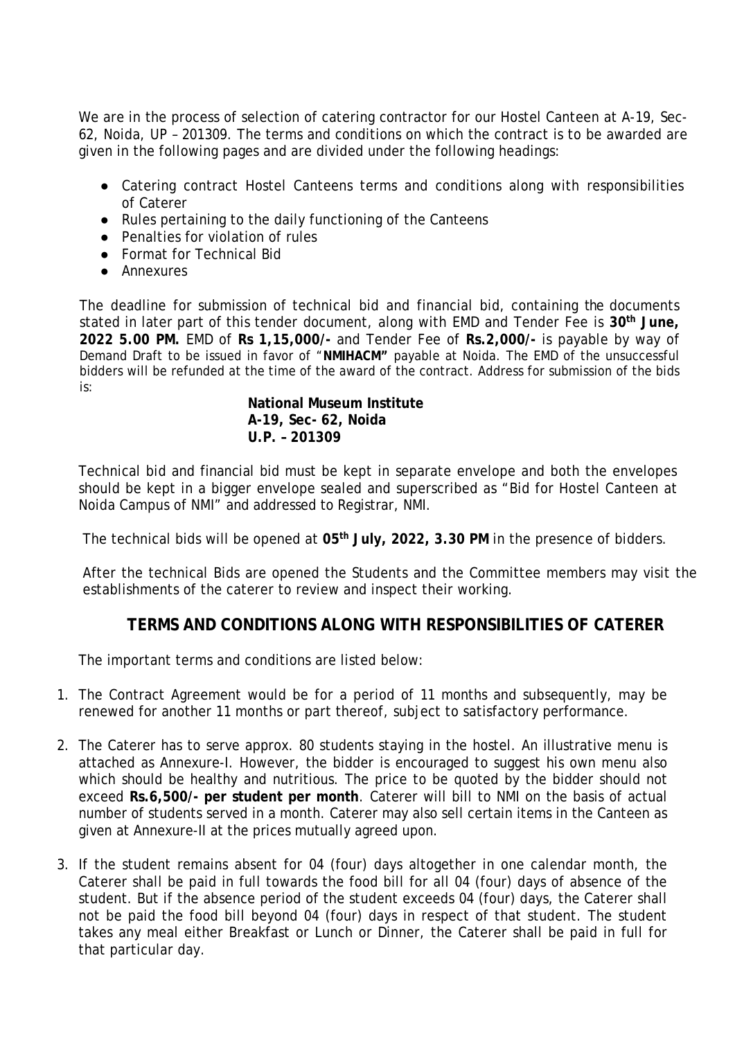We are in the process of selection of catering contractor for our Hostel Canteen at A-19, Sec-62, Noida, UP – 201309. The terms and conditions on which the contract is to be awarded are given in the following pages and are divided under the following headings:

- Catering contract Hostel Canteens terms and conditions along with responsibilities of Caterer
- Rules pertaining to the daily functioning of the Canteens
- Penalties for violation of rules
- Format for Technical Bid
- Annexures

The deadline for submission of technical bid and financial bid, containing the documents stated in later part of this tender document, along with EMD and Tender Fee is **30th June, 2022 5.00 PM.** EMD of **Rs 1,15,000/-** and Tender Fee of **Rs.2,000/-** is payable by way of Demand Draft to be issued in favor of "**NMIHACM**" payable at Noida. The EMD of the unsuccessful bidders will be refunded at the time of the award of the contract. Address for submission of the bids is:

**National Museum Institute**
**A-19, Sec- 62, Noida**
**U.P. – 201309**

Technical bid and financial bid must be kept in separate envelope and both the envelopes should be kept in a bigger envelope sealed and superscribed as "Bid for Hostel Canteen at Noida Campus of NMI" and addressed to Registrar, NMI.

The technical bids will be opened at **05th July, 2022, 3.30 PM** in the presence of bidders.

After the technical Bids are opened the Students and the Committee members may visit the establishments of the caterer to review and inspect their working.

## TERMS AND CONDITIONS ALONG WITH RESPONSIBILITIES OF CATERER

The important terms and conditions are listed below:

1. The Contract Agreement would be for a period of 11 months and subsequently, may be renewed for another 11 months or part thereof, subject to satisfactory performance.

2. The Caterer has to serve approx. 80 students staying in the hostel. An illustrative menu is attached as Annexure-I. However, the bidder is encouraged to suggest his own menu also which should be healthy and nutritious. The price to be quoted by the bidder should not exceed **Rs.6,500/- per student per month**. Caterer will bill to NMI on the basis of actual number of students served in a month. Caterer may also sell certain items in the Canteen as given at Annexure-II at the prices mutually agreed upon.

3. If the student remains absent for 04 (four) days altogether in one calendar month, the Caterer shall be paid in full towards the food bill for all 04 (four) days of absence of the student. But if the absence period of the student exceeds 04 (four) days, the Caterer shall not be paid the food bill beyond 04 (four) days in respect of that student. The student takes any meal either Breakfast or Lunch or Dinner, the Caterer shall be paid in full for that particular day.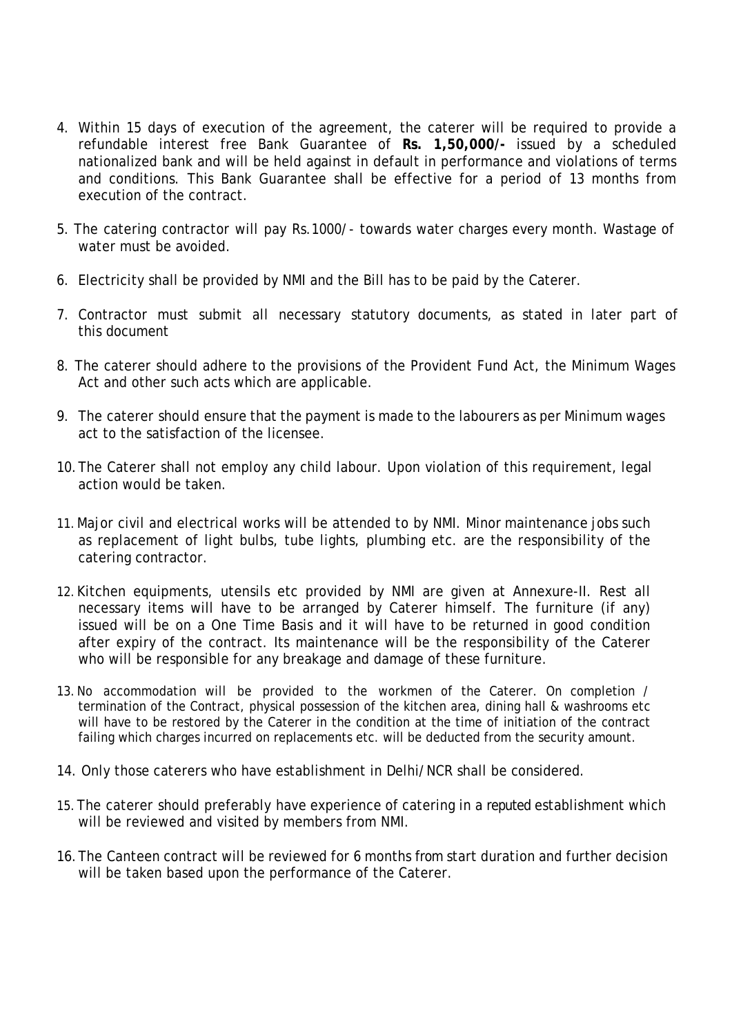4. Within 15 days of execution of the agreement, the caterer will be required to provide a refundable interest free Bank Guarantee of **Rs. 1,50,000/-** issued by a scheduled nationalized bank and will be held against in default in performance and violations of terms and conditions. This Bank Guarantee shall be effective for a period of 13 months from execution of the contract.

5. The catering contractor will pay Rs.1000/- towards water charges every month. Wastage of water must be avoided.

6. Electricity shall be provided by NMI and the Bill has to be paid by the Caterer.

7. Contractor must submit all necessary statutory documents, as stated in later part of this document

8. The caterer should adhere to the provisions of the Provident Fund Act, the Minimum Wages Act and other such acts which are applicable.

9. The caterer should ensure that the payment is made to the labourers as per Minimum wages act to the satisfaction of the licensee.

10. The Caterer shall not employ any child labour. Upon violation of this requirement, legal action would be taken.

11. Major civil and electrical works will be attended to by NMI. Minor maintenance jobs such as replacement of light bulbs, tube lights, plumbing etc. are the responsibility of the catering contractor.

12. Kitchen equipments, utensils etc provided by NMI are given at Annexure-II. Rest all necessary items will have to be arranged by Caterer himself. The furniture (if any) issued will be on a One Time Basis and it will have to be returned in good condition after expiry of the contract. Its maintenance will be the responsibility of the Caterer who will be responsible for any breakage and damage of these furniture.

13. No accommodation will be provided to the workmen of the Caterer. On completion / termination of the Contract, physical possession of the kitchen area, dining hall & washrooms etc will have to be restored by the Caterer in the condition at the time of initiation of the contract failing which charges incurred on replacements etc. will be deducted from the security amount.

14. Only those caterers who have establishment in Delhi/NCR shall be considered.

15. The caterer should preferably have experience of catering in a reputed establishment which will be reviewed and visited by members from NMI.

16. The Canteen contract will be reviewed for 6 months from start duration and further decision will be taken based upon the performance of the Caterer.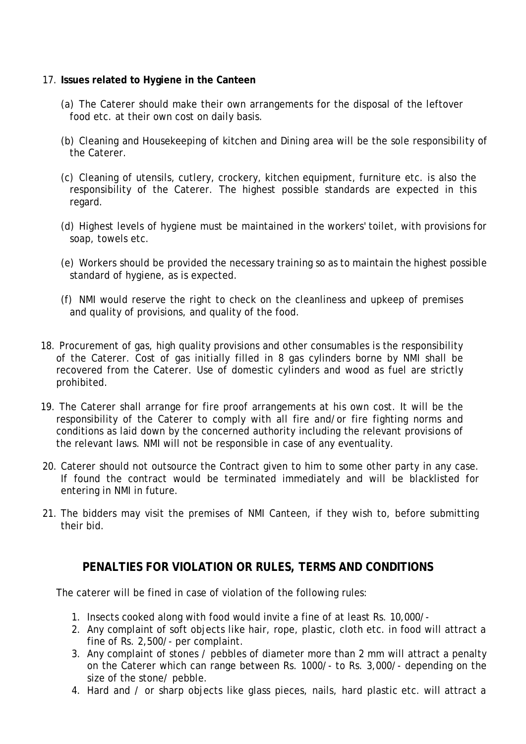17. **Issues related to Hygiene in the Canteen**

    (a) The Caterer should make their own arrangements for the disposal of the leftover food etc. at their own cost on daily basis.

    (b) Cleaning and Housekeeping of kitchen and Dining area will be the sole responsibility of the Caterer.

    (c) Cleaning of utensils, cutlery, crockery, kitchen equipment, furniture etc. is also the responsibility of the Caterer. The highest possible standards are expected in this regard.

    (d) Highest levels of hygiene must be maintained in the workers' toilet, with provisions for soap, towels etc.

    (e) Workers should be provided the necessary training so as to maintain the highest possible standard of hygiene, as is expected.

    (f) NMI would reserve the right to check on the cleanliness and upkeep of premises and quality of provisions, and quality of the food.

18. Procurement of gas, high quality provisions and other consumables is the responsibility of the Caterer. Cost of gas initially filled in 8 gas cylinders borne by NMI shall be recovered from the Caterer. Use of domestic cylinders and wood as fuel are strictly prohibited.

19. The Caterer shall arrange for fire proof arrangements at his own cost. It will be the responsibility of the Caterer to comply with all fire and/or fire fighting norms and conditions as laid down by the concerned authority including the relevant provisions of the relevant laws. NMI will not be responsible in case of any eventuality.

20. Caterer should not outsource the Contract given to him to some other party in any case. If found the contract would be terminated immediately and will be blacklisted for entering in NMI in future.

21. The bidders may visit the premises of NMI Canteen, if they wish to, before submitting their bid.

## PENALTIES FOR VIOLATION OR RULES, TERMS AND CONDITIONS

The caterer will be fined in case of violation of the following rules:

1. Insects cooked along with food would invite a fine of at least Rs. 10,000/-
2. Any complaint of soft objects like hair, rope, plastic, cloth etc. in food will attract a fine of Rs. 2,500/- per complaint.
3. Any complaint of stones / pebbles of diameter more than 2 mm will attract a penalty on the Caterer which can range between Rs. 1000/- to Rs. 3,000/- depending on the size of the stone/ pebble.
4. Hard and / or sharp objects like glass pieces, nails, hard plastic etc. will attract a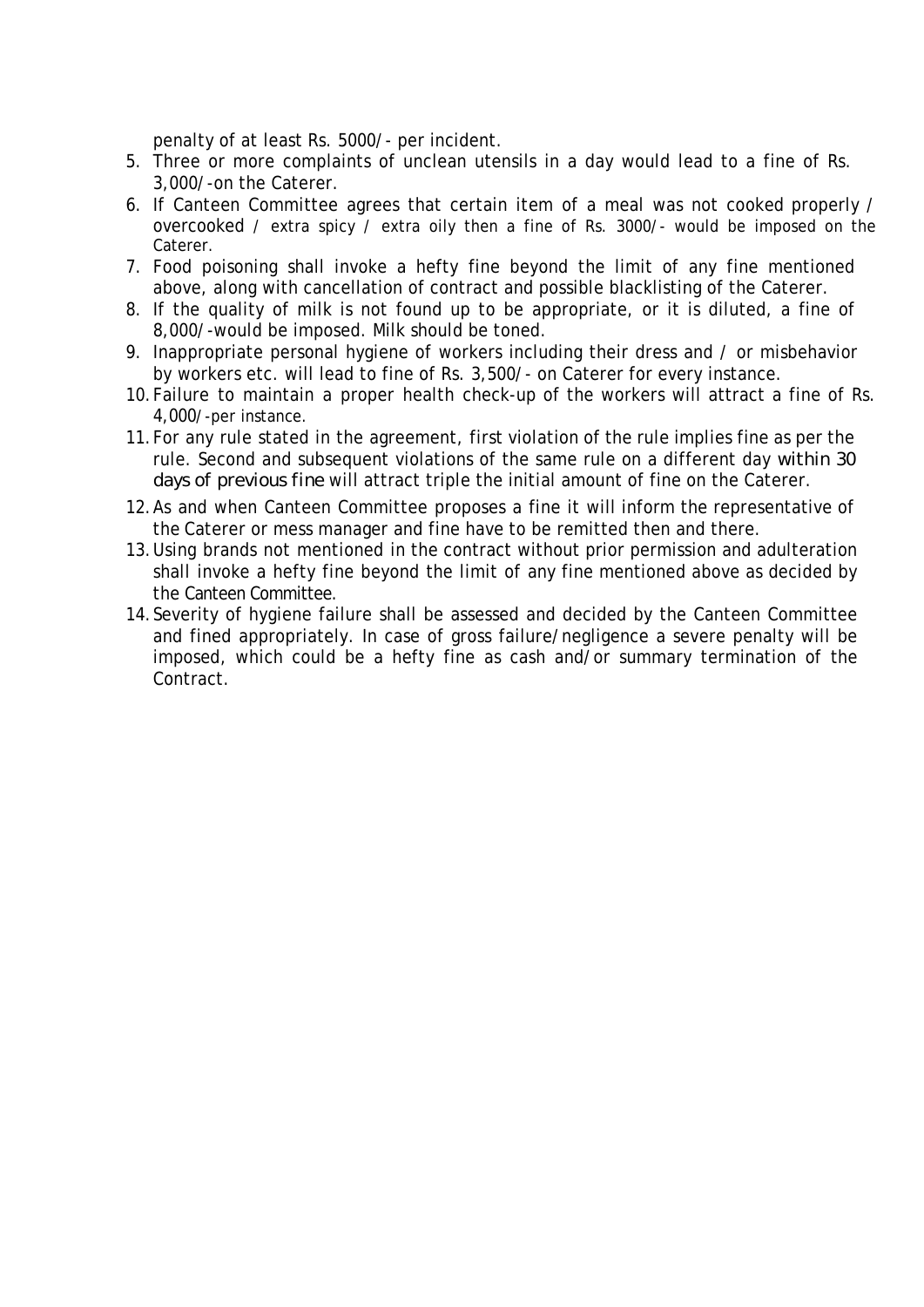penalty of at least Rs. 5000/- per incident.

5. Three or more complaints of unclean utensils in a day would lead to a fine of Rs. 3,000/-on the Caterer.
6. If Canteen Committee agrees that certain item of a meal was not cooked properly / overcooked / extra spicy / extra oily then a fine of Rs. 3000/- would be imposed on the Caterer.
7. Food poisoning shall invoke a hefty fine beyond the limit of any fine mentioned above, along with cancellation of contract and possible blacklisting of the Caterer.
8. If the quality of milk is not found up to be appropriate, or it is diluted, a fine of 8,000/-would be imposed. Milk should be toned.
9. Inappropriate personal hygiene of workers including their dress and / or misbehavior by workers etc. will lead to fine of Rs. 3,500/- on Caterer for every instance.
10. Failure to maintain a proper health check-up of the workers will attract a fine of Rs. 4,000/-per instance.
11. For any rule stated in the agreement, first violation of the rule implies fine as per the rule. Second and subsequent violations of the same rule on a different day *within 30 days of previous fine* will attract triple the initial amount of fine on the Caterer.
12. As and when Canteen Committee proposes a fine it will inform the representative of the Caterer or mess manager and fine have to be remitted then and there.
13. Using brands not mentioned in the contract without prior permission and adulteration shall invoke a hefty fine beyond the limit of any fine mentioned above as decided by the Canteen Committee.
14. Severity of hygiene failure shall be assessed and decided by the Canteen Committee and fined appropriately. In case of gross failure/negligence a severe penalty will be imposed, which could be a hefty fine as cash and/or summary termination of the Contract.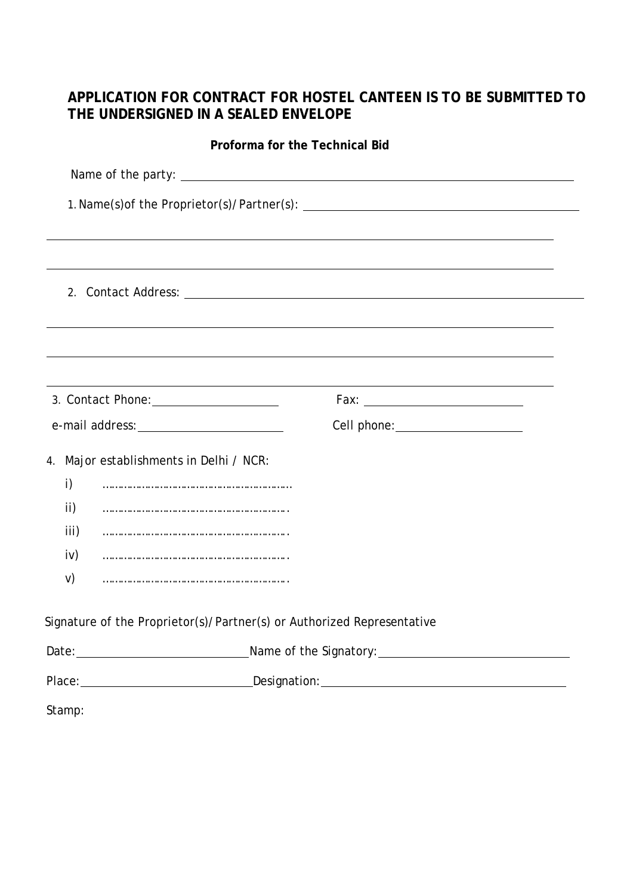**APPLICATION FOR CONTRACT FOR HOSTEL CANTEEN IS TO BE SUBMITTED TO THE UNDERSIGNED IN A SEALED ENVELOPE**

**Proforma for the Technical Bid**

Name of the party: ______________________________________________

1. Name(s)of the Proprietor(s)/Partner(s): ______________________________________________

______________________________________________

______________________________________________

2. Contact Address: ______________________________________________

______________________________________________

______________________________________________

______________________________________________

3. Contact Phone: ____________________ Fax: ____________________

e-mail address: ____________________ Cell phone: ____________________

4. Major establishments in Delhi / NCR:

   i) …………………………………………………..

   ii) ………………………………………………….

   iii) ………………………………………………….

   iv) ………………………………………………….

   v) ………………………………………………….

Signature of the Proprietor(s)/Partner(s) or Authorized Representative

Date: ____________________ Name of the Signatory: ____________________

Place: ____________________ Designation: ____________________

Stamp: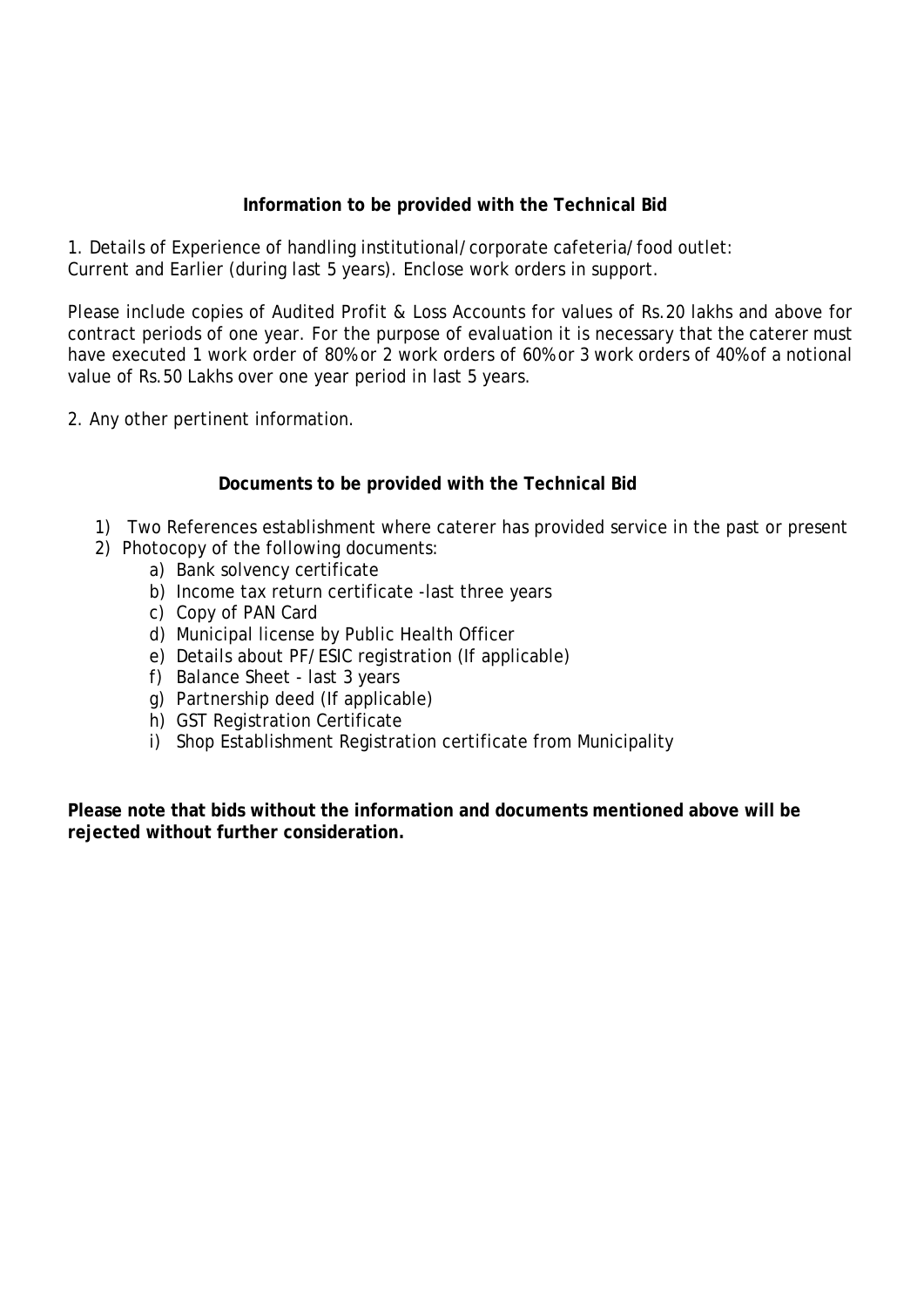**Information to be provided with the Technical Bid**

1. Details of Experience of handling institutional/corporate cafeteria/food outlet:
Current and Earlier (during last 5 years). Enclose work orders in support.

Please include copies of Audited Profit & Loss Accounts for values of Rs.20 lakhs and above for contract periods of one year. For the purpose of evaluation it is necessary that the caterer must have executed 1 work order of 80% or 2 work orders of 60% or 3 work orders of 40% of a notional value of Rs.50 Lakhs over one year period in last 5 years.

2. Any other pertinent information.

**Documents to be provided with the Technical Bid**

1) Two References establishment where caterer has provided service in the past or present
2) Photocopy of the following documents:
   a) Bank solvency certificate
   b) Income tax return certificate -last three years
   c) Copy of PAN Card
   d) Municipal license by Public Health Officer
   e) Details about PF/ESIC registration (If applicable)
   f) Balance Sheet - last 3 years
   g) Partnership deed (If applicable)
   h) GST Registration Certificate
   i) Shop Establishment Registration certificate from Municipality

**Please note that bids without the information and documents mentioned above will be rejected without further consideration.**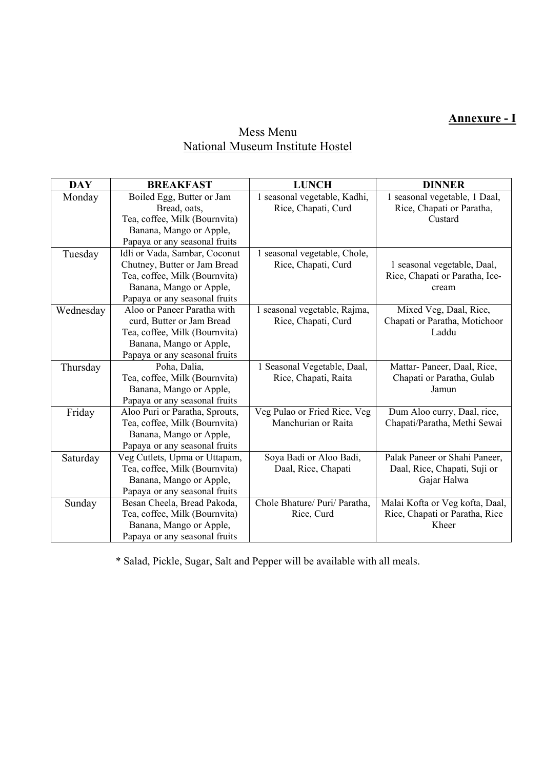**Annexure - I**

Mess Menu
National Museum Institute Hostel

| DAY | BREAKFAST | LUNCH | DINNER |
|---|---|---|---|
| Monday | Boiled Egg, Butter or Jam Bread, oats, Tea, coffee, Milk (Bournvita) Banana, Mango or Apple, Papaya or any seasonal fruits | 1 seasonal vegetable, Kadhi, Rice, Chapati, Curd | 1 seasonal vegetable, 1 Daal, Rice, Chapati or Paratha, Custard |
| Tuesday | Idli or Vada, Sambar, Coconut Chutney, Butter or Jam Bread Tea, coffee, Milk (Bournvita) Banana, Mango or Apple, Papaya or any seasonal fruits | 1 seasonal vegetable, Chole, Rice, Chapati, Curd | 1 seasonal vegetable, Daal, Rice, Chapati or Paratha, Ice-cream |
| Wednesday | Aloo or Paneer Paratha with curd, Butter or Jam Bread Tea, coffee, Milk (Bournvita) Banana, Mango or Apple, Papaya or any seasonal fruits | 1 seasonal vegetable, Rajma, Rice, Chapati, Curd | Mixed Veg, Daal, Rice, Chapati or Paratha, Motichoor Laddu |
| Thursday | Poha, Dalia, Tea, coffee, Milk (Bournvita) Banana, Mango or Apple, Papaya or any seasonal fruits | 1 Seasonal Vegetable, Daal, Rice, Chapati, Raita | Mattar- Paneer, Daal, Rice, Chapati or Paratha, Gulab Jamun |
| Friday | Aloo Puri or Paratha, Sprouts, Tea, coffee, Milk (Bournvita) Banana, Mango or Apple, Papaya or any seasonal fruits | Veg Pulao or Fried Rice, Veg Manchurian or Raita | Dum Aloo curry, Daal, rice, Chapati/Paratha, Methi Sewai |
| Saturday | Veg Cutlets, Upma or Uttapam, Tea, coffee, Milk (Bournvita) Banana, Mango or Apple, Papaya or any seasonal fruits | Soya Badi or Aloo Badi, Daal, Rice, Chapati | Palak Paneer or Shahi Paneer, Daal, Rice, Chapati, Suji or Gajar Halwa |
| Sunday | Besan Cheela, Bread Pakoda, Tea, coffee, Milk (Bournvita) Banana, Mango or Apple, Papaya or any seasonal fruits | Chole Bhature/ Puri/ Paratha, Rice, Curd | Malai Kofta or Veg kofta, Daal, Rice, Chapati or Paratha, Rice Kheer |

* Salad, Pickle, Sugar, Salt and Pepper will be available with all meals.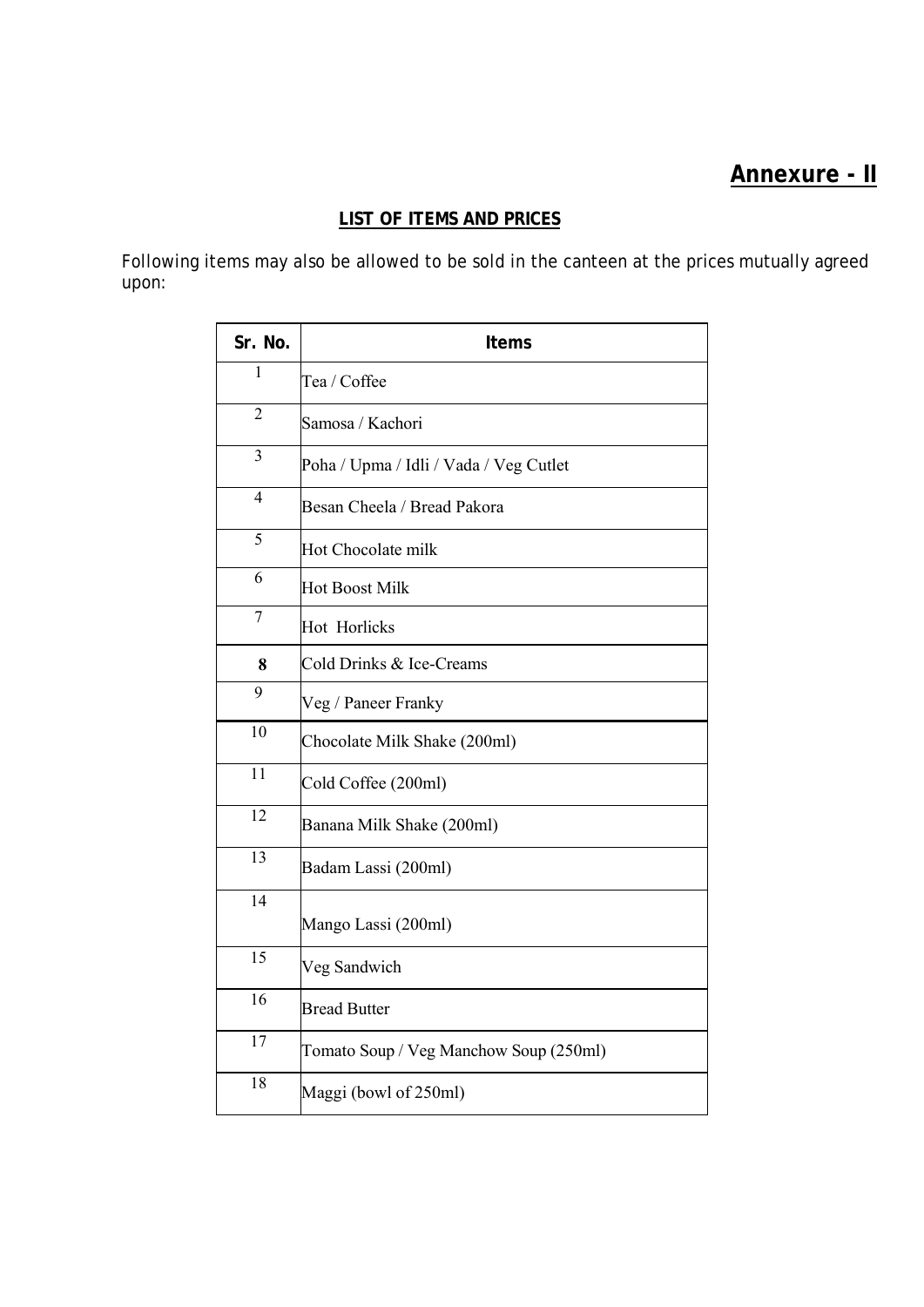## Annexure - II

### LIST OF ITEMS AND PRICES

Following items may also be allowed to be sold in the canteen at the prices mutually agreed upon:

| Sr. No. | Items |
|---|---|
| 1 | Tea / Coffee |
| 2 | Samosa / Kachori |
| 3 | Poha / Upma / Idli / Vada / Veg Cutlet |
| 4 | Besan Cheela / Bread Pakora |
| 5 | Hot Chocolate milk |
| 6 | Hot Boost Milk |
| 7 | Hot Horlicks |
| **8** | Cold Drinks & Ice-Creams |
| 9 | Veg / Paneer Franky |
| 10 | Chocolate Milk Shake (200ml) |
| 11 | Cold Coffee (200ml) |
| 12 | Banana Milk Shake (200ml) |
| 13 | Badam Lassi (200ml) |
| 14 | Mango Lassi (200ml) |
| 15 | Veg Sandwich |
| 16 | Bread Butter |
| 17 | Tomato Soup / Veg Manchow Soup (250ml) |
| 18 | Maggi (bowl of 250ml) |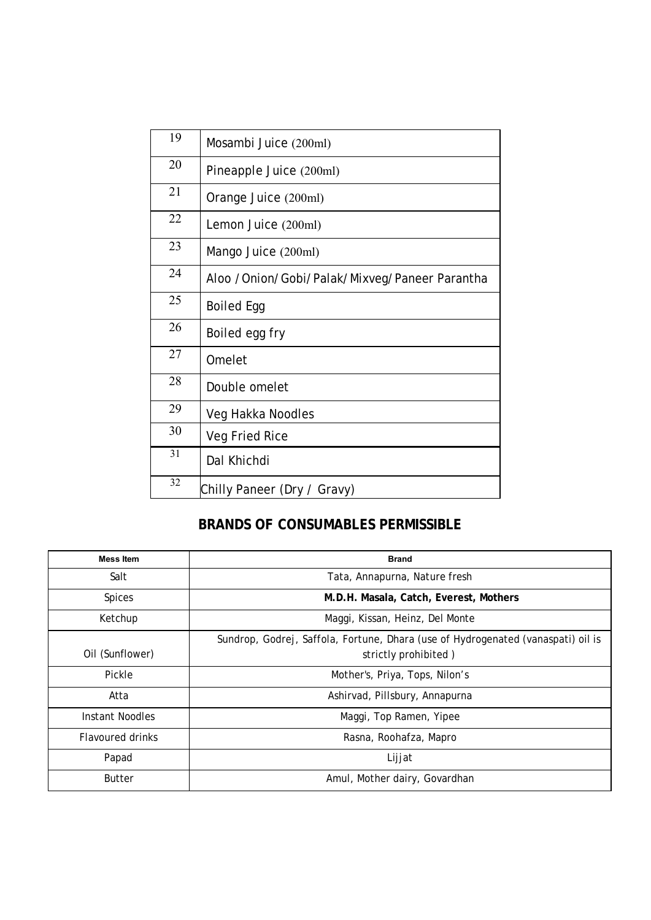| | |
|---|---|
| 19 | Mosambi Juice (200ml) |
| 20 | Pineapple Juice (200ml) |
| 21 | Orange Juice (200ml) |
| 22 | Lemon Juice (200ml) |
| 23 | Mango Juice (200ml) |
| 24 | Aloo /Onion/Gobi/Palak/Mixveg/Paneer Parantha |
| 25 | Boiled Egg |
| 26 | Boiled egg fry |
| 27 | Omelet |
| 28 | Double omelet |
| 29 | Veg Hakka Noodles |
| 30 | Veg Fried Rice |
| 31 | Dal Khichdi |
| 32 | Chilly Paneer (Dry / Gravy) |

## BRANDS OF CONSUMABLES PERMISSIBLE

| Mess Item | Brand |
|---|---|
| Salt | Tata, Annapurna, Nature fresh |
| Spices | **M.D.H. Masala, Catch, Everest, Mothers** |
| Ketchup | Maggi, Kissan, Heinz, Del Monte |
| Oil (Sunflower) | Sundrop, Godrej, Saffola, Fortune, Dhara (use of Hydrogenated (vanaspati) oil is strictly prohibited ) |
| Pickle | Mother's, Priya, Tops, Nilon's |
| Atta | Ashirvad, Pillsbury, Annapurna |
| Instant Noodles | Maggi, Top Ramen, Yipee |
| Flavoured drinks | Rasna, Roohafza, Mapro |
| Papad | Lijjat |
| Butter | Amul, Mother dairy, Govardhan |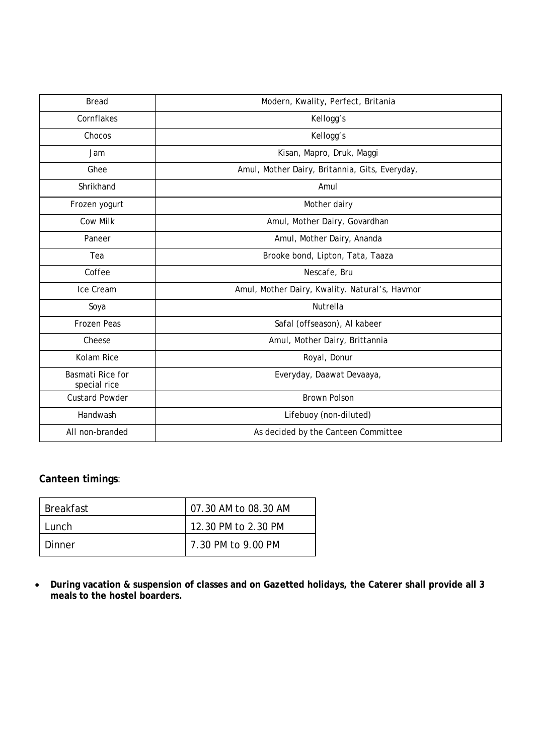| Bread | Modern, Kwality, Perfect, Britania |
|---|---|
| Cornflakes | Kellogg's |
| Chocos | Kellogg's |
| Jam | Kisan, Mapro, Druk, Maggi |
| Ghee | Amul, Mother Dairy, Britannia, Gits, Everyday, |
| Shrikhand | Amul |
| Frozen yogurt | Mother dairy |
| Cow Milk | Amul, Mother Dairy, Govardhan |
| Paneer | Amul, Mother Dairy, Ananda |
| Tea | Brooke bond, Lipton, Tata, Taaza |
| Coffee | Nescafe, Bru |
| Ice Cream | Amul, Mother Dairy, Kwality. Natural's, Havmor |
| Soya | Nutrella |
| Frozen Peas | Safal (offseason), Al kabeer |
| Cheese | Amul, Mother Dairy, Brittannia |
| Kolam Rice | Royal, Donur |
| Basmati Rice for special rice | Everyday, Daawat Devaaya, |
| Custard Powder | Brown Polson |
| Handwash | Lifebuoy (non-diluted) |
| All non-branded | As decided by the Canteen Committee |

**Canteen timings**:

| Breakfast | 07.30 AM to 08.30 AM |
|---|---|
| Lunch | 12.30 PM to 2.30 PM |
| Dinner | 7.30 PM to 9.00 PM |

- **During vacation & suspension of classes and on Gazetted holidays, the Caterer shall provide all 3 meals to the hostel boarders.**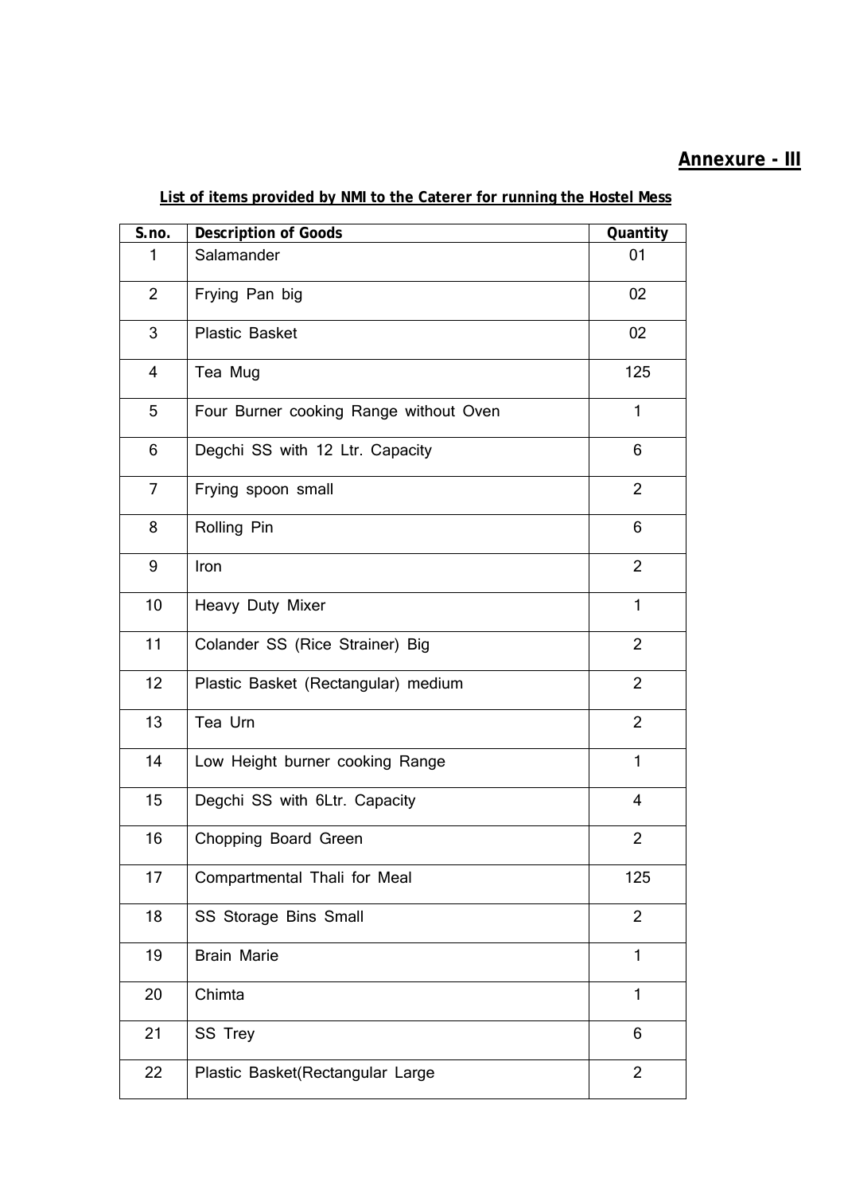**Annexure - III**

**List of items provided by NMI to the Caterer for running the Hostel Mess**

| S.no. | Description of Goods | Quantity |
|---|---|---|
| 1 | Salamander | 01 |
| 2 | Frying Pan big | 02 |
| 3 | Plastic Basket | 02 |
| 4 | Tea Mug | 125 |
| 5 | Four Burner cooking Range without Oven | 1 |
| 6 | Degchi SS with 12 Ltr. Capacity | 6 |
| 7 | Frying spoon small | 2 |
| 8 | Rolling Pin | 6 |
| 9 | Iron | 2 |
| 10 | Heavy Duty Mixer | 1 |
| 11 | Colander SS (Rice Strainer) Big | 2 |
| 12 | Plastic Basket (Rectangular) medium | 2 |
| 13 | Tea Urn | 2 |
| 14 | Low Height burner cooking Range | 1 |
| 15 | Degchi SS with 6Ltr. Capacity | 4 |
| 16 | Chopping Board Green | 2 |
| 17 | Compartmental Thali for Meal | 125 |
| 18 | SS Storage Bins Small | 2 |
| 19 | Brain Marie | 1 |
| 20 | Chimta | 1 |
| 21 | SS Trey | 6 |
| 22 | Plastic Basket(Rectangular Large | 2 |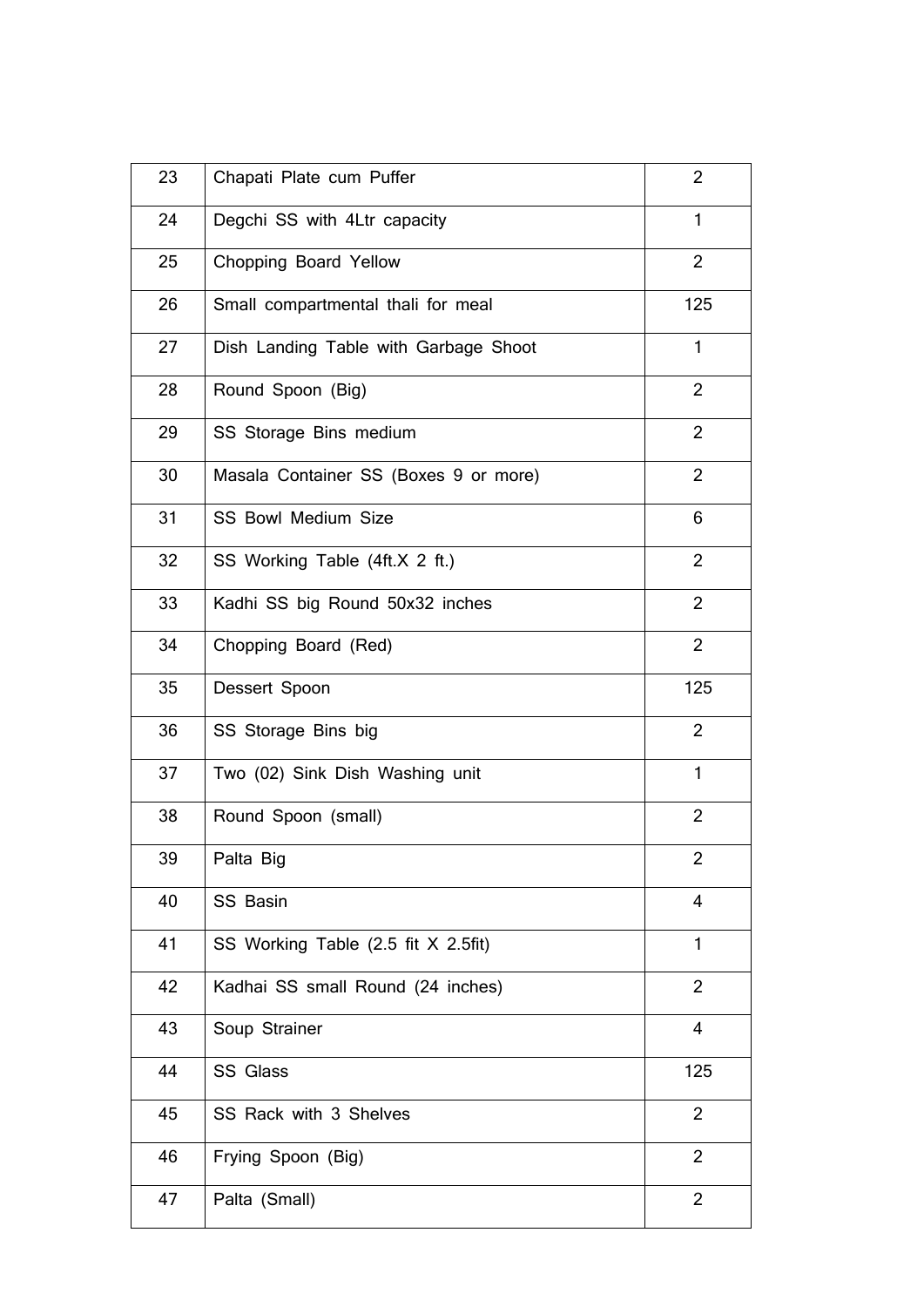| 23 | Chapati Plate cum Puffer | 2 |
|---|---|---|
| 24 | Degchi SS with 4Ltr capacity | 1 |
| 25 | Chopping Board Yellow | 2 |
| 26 | Small compartmental thali for meal | 125 |
| 27 | Dish Landing Table with Garbage Shoot | 1 |
| 28 | Round Spoon (Big) | 2 |
| 29 | SS Storage Bins medium | 2 |
| 30 | Masala Container SS (Boxes 9 or more) | 2 |
| 31 | SS Bowl Medium Size | 6 |
| 32 | SS Working Table (4ft.X 2 ft.) | 2 |
| 33 | Kadhi SS big Round 50x32 inches | 2 |
| 34 | Chopping Board (Red) | 2 |
| 35 | Dessert Spoon | 125 |
| 36 | SS Storage Bins big | 2 |
| 37 | Two (02) Sink Dish Washing unit | 1 |
| 38 | Round Spoon (small) | 2 |
| 39 | Palta Big | 2 |
| 40 | SS Basin | 4 |
| 41 | SS Working Table (2.5 fit X 2.5fit) | 1 |
| 42 | Kadhai SS small Round (24 inches) | 2 |
| 43 | Soup Strainer | 4 |
| 44 | SS Glass | 125 |
| 45 | SS Rack with 3 Shelves | 2 |
| 46 | Frying Spoon (Big) | 2 |
| 47 | Palta (Small) | 2 |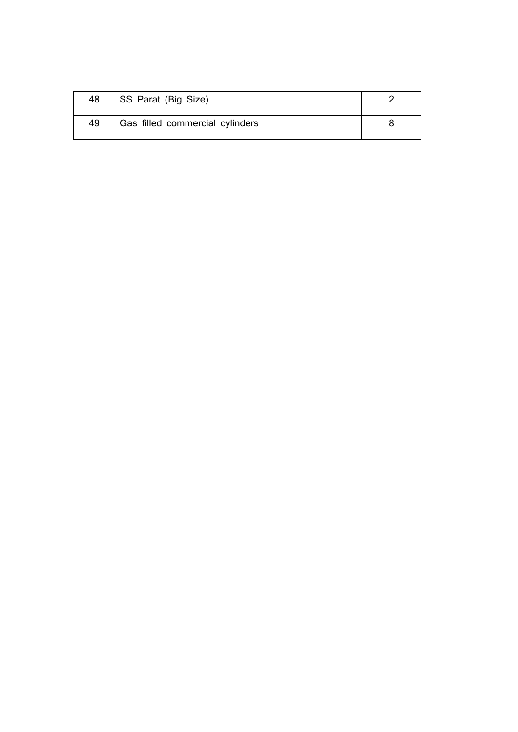| | | |
|---|---|---|
| 48 | SS Parat (Big Size) | 2 |
| 49 | Gas filled commercial cylinders | 8 |